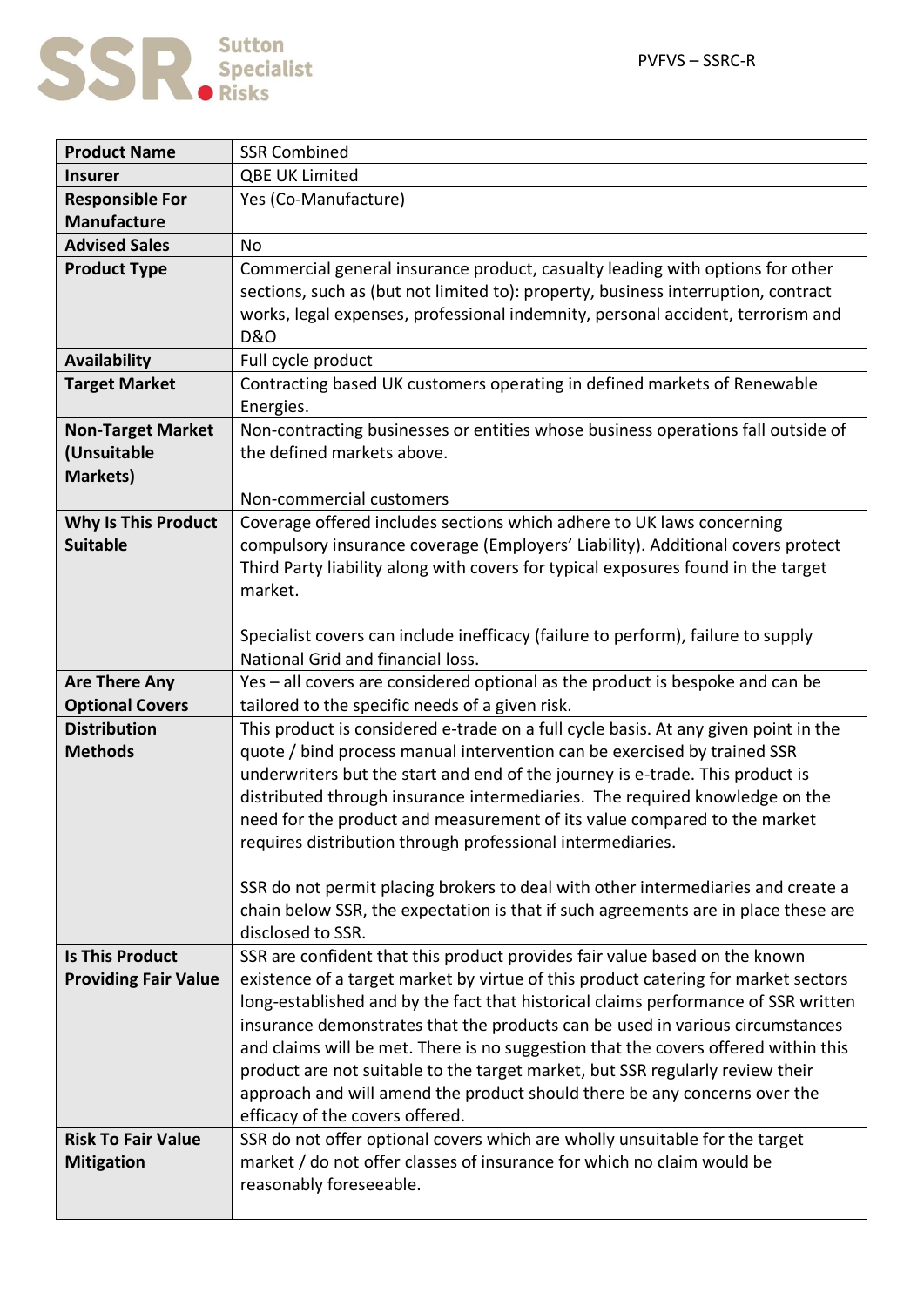PVFVS – SSRC-R

| Product Name | SSR Combined |
|---|---|
| Insurer | QBE UK Limited |
| Responsible For Manufacture | Yes (Co-Manufacture) |
| Advised Sales | No |
| Product Type | Commercial general insurance product, casualty leading with options for other sections, such as (but not limited to): property, business interruption, contract works, legal expenses, professional indemnity, personal accident, terrorism and D&O |
| Availability | Full cycle product |
| Target Market | Contracting based UK customers operating in defined markets of Renewable Energies. |
| Non-Target Market (Unsuitable Markets) | Non-contracting businesses or entities whose business operations fall outside of the defined markets above.<br><br>Non-commercial customers |
| Why Is This Product Suitable | Coverage offered includes sections which adhere to UK laws concerning compulsory insurance coverage (Employers' Liability). Additional covers protect Third Party liability along with covers for typical exposures found in the target market.<br><br>Specialist covers can include inefficacy (failure to perform), failure to supply National Grid and financial loss. |
| Are There Any Optional Covers | Yes – all covers are considered optional as the product is bespoke and can be tailored to the specific needs of a given risk. |
| Distribution Methods | This product is considered e-trade on a full cycle basis. At any given point in the quote / bind process manual intervention can be exercised by trained SSR underwriters but the start and end of the journey is e-trade. This product is distributed through insurance intermediaries. The required knowledge on the need for the product and measurement of its value compared to the market requires distribution through professional intermediaries.<br><br>SSR do not permit placing brokers to deal with other intermediaries and create a chain below SSR, the expectation is that if such agreements are in place these are disclosed to SSR. |
| Is This Product Providing Fair Value | SSR are confident that this product provides fair value based on the known existence of a target market by virtue of this product catering for market sectors long-established and by the fact that historical claims performance of SSR written insurance demonstrates that the products can be used in various circumstances and claims will be met. There is no suggestion that the covers offered within this product are not suitable to the target market, but SSR regularly review their approach and will amend the product should there be any concerns over the efficacy of the covers offered. |
| Risk To Fair Value Mitigation | SSR do not offer optional covers which are wholly unsuitable for the target market / do not offer classes of insurance for which no claim would be reasonably foreseeable. |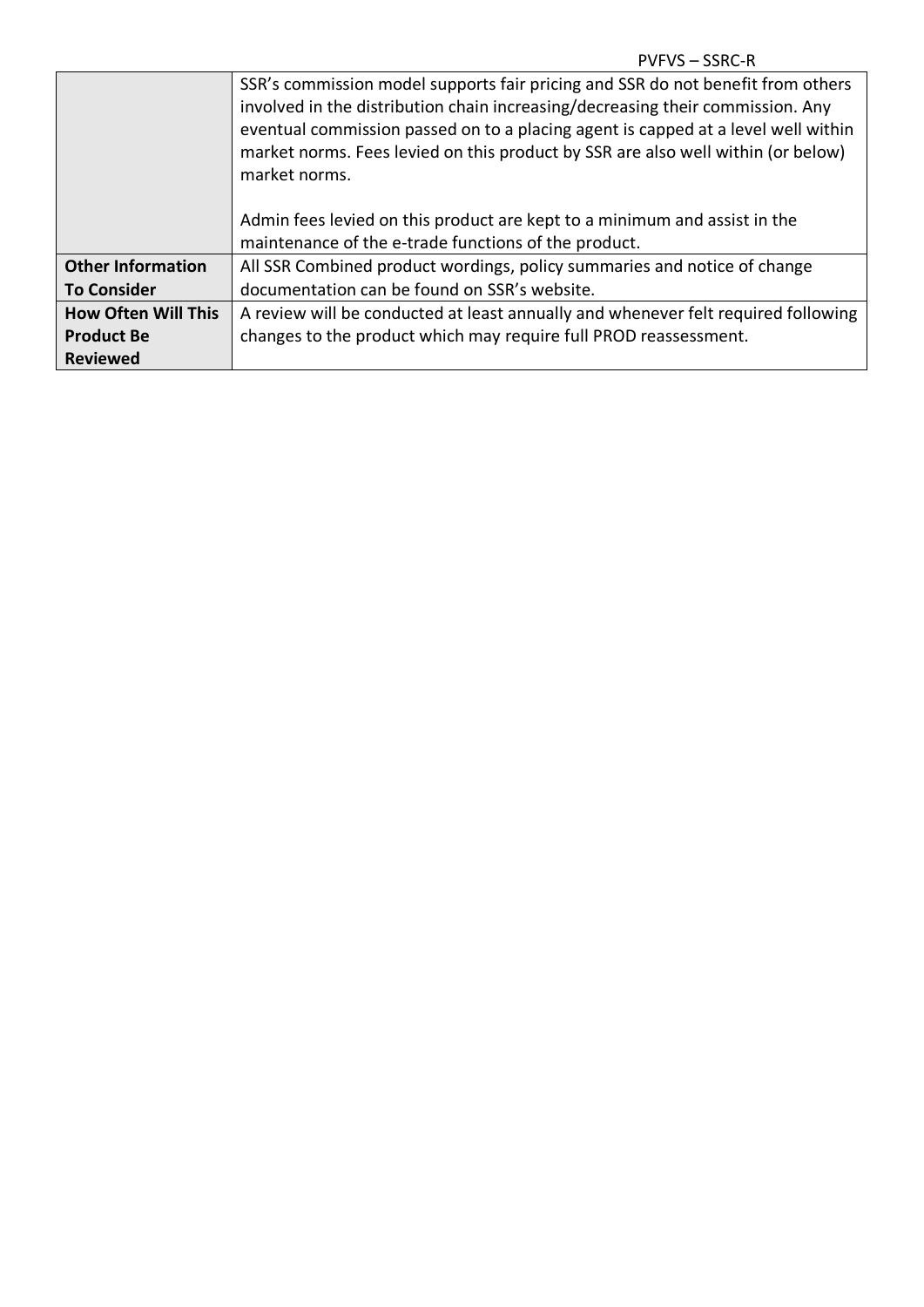| | |
|---|---|
| | SSR's commission model supports fair pricing and SSR do not benefit from others involved in the distribution chain increasing/decreasing their commission. Any eventual commission passed on to a placing agent is capped at a level well within market norms. Fees levied on this product by SSR are also well within (or below) market norms.<br><br>Admin fees levied on this product are kept to a minimum and assist in the maintenance of the e-trade functions of the product. |
| **Other Information To Consider** | All SSR Combined product wordings, policy summaries and notice of change documentation can be found on SSR's website. |
| **How Often Will This Product Be Reviewed** | A review will be conducted at least annually and whenever felt required following changes to the product which may require full PROD reassessment. |